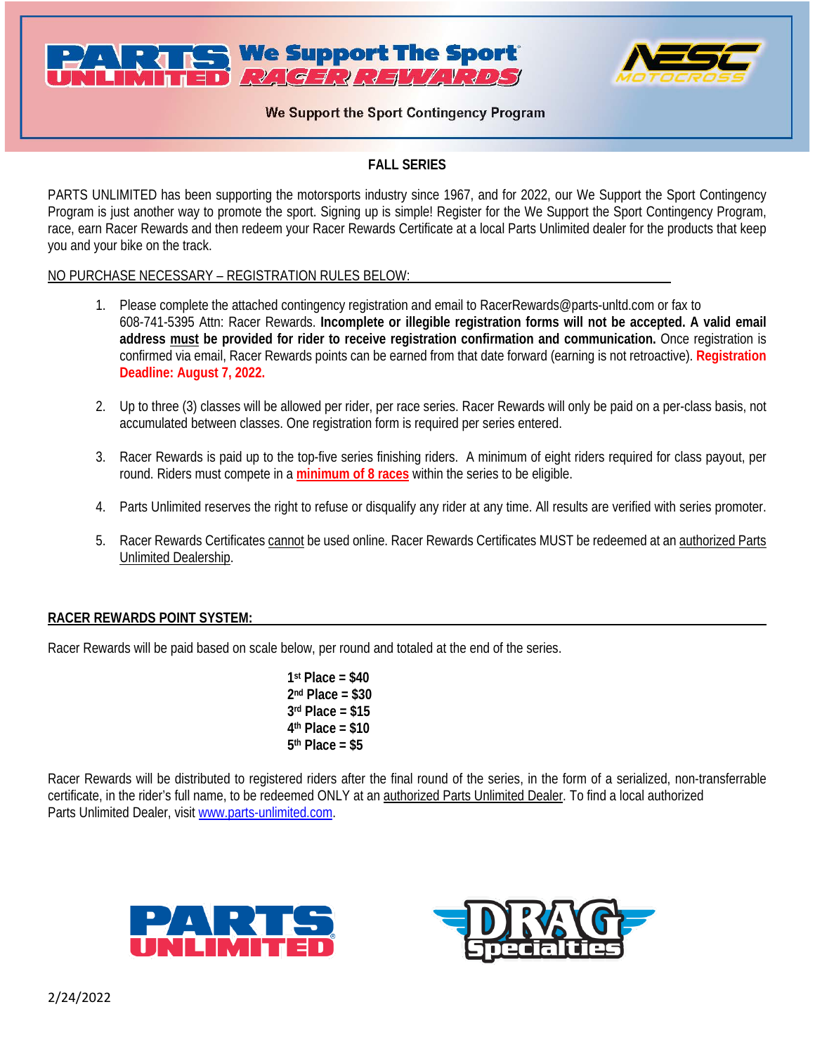# PARTS UNLIMITED We Support The Sport® RACER REWARDS

NESC MOTOCROSS

We Support the Sport Contingency Program

## FALL SERIES

PARTS UNLIMITED has been supporting the motorsports industry since 1967, and for 2022, our We Support the Sport Contingency Program is just another way to promote the sport. Signing up is simple! Register for the We Support the Sport Contingency Program, race, earn Racer Rewards and then redeem your Racer Rewards Certificate at a local Parts Unlimited dealer for the products that keep you and your bike on the track.

NO PURCHASE NECESSARY – REGISTRATION RULES BELOW:

1. Please complete the attached contingency registration and email to RacerRewards@parts-unltd.com or fax to 608-741-5395 Attn: Racer Rewards. **Incomplete or illegible registration forms will not be accepted. A valid email address must be provided for rider to receive registration confirmation and communication.** Once registration is confirmed via email, Racer Rewards points can be earned from that date forward (earning is not retroactive). **Registration Deadline: August 7, 2022.**

2. Up to three (3) classes will be allowed per rider, per race series. Racer Rewards will only be paid on a per-class basis, not accumulated between classes. One registration form is required per series entered.

3. Racer Rewards is paid up to the top-five series finishing riders. A minimum of eight riders required for class payout, per round. Riders must compete in a **minimum of 8 races** within the series to be eligible.

4. Parts Unlimited reserves the right to refuse or disqualify any rider at any time. All results are verified with series promoter.

5. Racer Rewards Certificates cannot be used online. Racer Rewards Certificates MUST be redeemed at an authorized Parts Unlimited Dealership.

**RACER REWARDS POINT SYSTEM:**

Racer Rewards will be paid based on scale below, per round and totaled at the end of the series.

**1st Place = $40**
**2nd Place = $30**
**3rd Place = $15**
**4th Place = $10**
**5th Place = $5**

Racer Rewards will be distributed to registered riders after the final round of the series, in the form of a serialized, non-transferrable certificate, in the rider's full name, to be redeemed ONLY at an authorized Parts Unlimited Dealer. To find a local authorized Parts Unlimited Dealer, visit www.parts-unlimited.com.

PARTS UNLIMITED® DRAG Specialties

2/24/2022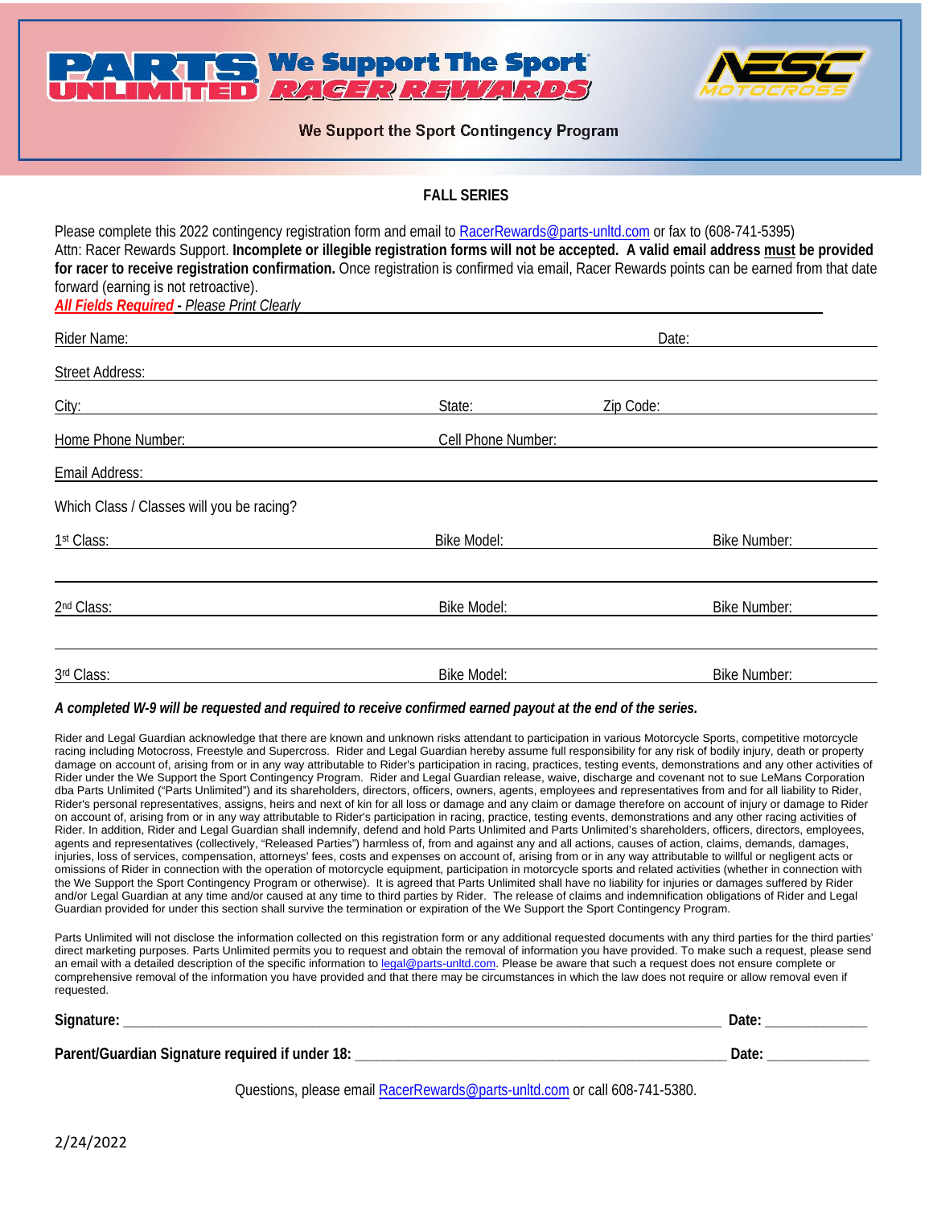PARTS UNLIMITED We Support The Sport® RACER REWARDS

NESC MOTOCROSS

We Support the Sport Contingency Program

## FALL SERIES

Please complete this 2022 contingency registration form and email to RacerRewards@parts-unltd.com or fax to (608-741-5395) Attn: Racer Rewards Support. **Incomplete or illegible registration forms will not be accepted. A valid email address must be provided for racer to receive registration confirmation.** Once registration is confirmed via email, Racer Rewards points can be earned from that date forward (earning is not retroactive).

***All Fields Required** - Please Print Clearly*

Rider Name: ______________________ Date: ______________________

Street Address: ______________________

City: ______________________ State: __________ Zip Code: ______________________

Home Phone Number: ______________________ Cell Phone Number: ______________________

Email Address: ______________________

Which Class / Classes will you be racing?

1st Class: ______________________ Bike Model: ______________________ Bike Number: __________

2nd Class: ______________________ Bike Model: ______________________ Bike Number: __________

3rd Class: ______________________ Bike Model: ______________________ Bike Number: __________

***A completed W-9 will be requested and required to receive confirmed earned payout at the end of the series.***

Rider and Legal Guardian acknowledge that there are known and unknown risks attendant to participation in various Motorcycle Sports, competitive motorcycle racing including Motocross, Freestyle and Supercross. Rider and Legal Guardian hereby assume full responsibility for any risk of bodily injury, death or property damage on account of, arising from or in any way attributable to Rider's participation in racing, practices, testing events, demonstrations and any other activities of Rider under the We Support the Sport Contingency Program. Rider and Legal Guardian release, waive, discharge and covenant not to sue LeMans Corporation dba Parts Unlimited ("Parts Unlimited") and its shareholders, directors, officers, owners, agents, employees and representatives from and for all liability to Rider, Rider's personal representatives, assigns, heirs and next of kin for all loss or damage and any claim or damage therefore on account of injury or damage to Rider on account of, arising from or in any way attributable to Rider's participation in racing, practice, testing events, demonstrations and any other racing activities of Rider. In addition, Rider and Legal Guardian shall indemnify, defend and hold Parts Unlimited and Parts Unlimited's shareholders, officers, directors, employees, agents and representatives (collectively, "Released Parties") harmless of, from and against any and all actions, causes of action, claims, demands, damages, injuries, loss of services, compensation, attorneys' fees, costs and expenses on account of, arising from or in any way attributable to willful or negligent acts or omissions of Rider in connection with the operation of motorcycle equipment, participation in motorcycle sports and related activities (whether in connection with the We Support the Sport Contingency Program or otherwise). It is agreed that Parts Unlimited shall have no liability for injuries or damages suffered by Rider and/or Legal Guardian at any time and/or caused at any time to third parties by Rider. The release of claims and indemnification obligations of Rider and Legal Guardian provided for under this section shall survive the termination or expiration of the We Support the Sport Contingency Program.

Parts Unlimited will not disclose the information collected on this registration form or any additional requested documents with any third parties for the third parties' direct marketing purposes. Parts Unlimited permits you to request and obtain the removal of information you have provided. To make such a request, please send an email with a detailed description of the specific information to legal@parts-unltd.com. Please be aware that such a request does not ensure complete or comprehensive removal of the information you have provided and that there may be circumstances in which the law does not require or allow removal even if requested.

**Signature:** ______________________________________________ **Date:** ______________

**Parent/Guardian Signature required if under 18:** ______________________________ **Date:** ______________

Questions, please email RacerRewards@parts-unltd.com or call 608-741-5380.

2/24/2022